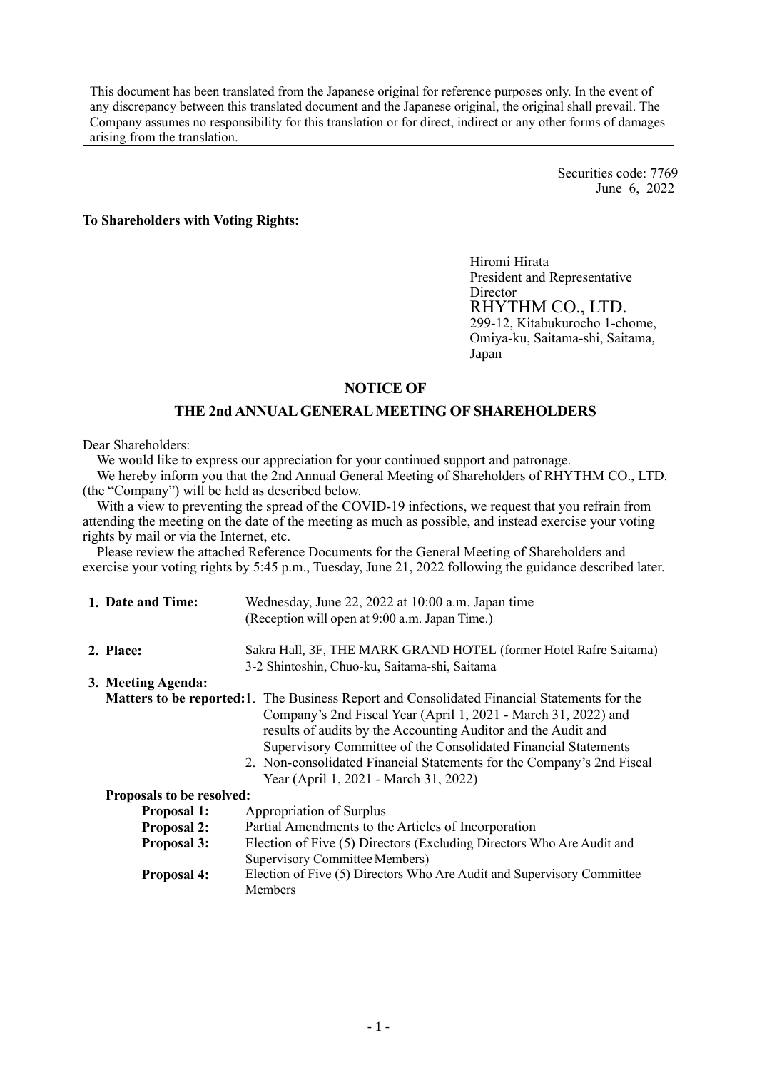This document has been translated from the Japanese original for reference purposes only. In the event of any discrepancy between this translated document and the Japanese original, the original shall prevail. The Company assumes no responsibility for this translation or for direct, indirect or any other forms of damages arising from the translation.

Securities code: 7769
June 6, 2022

**To Shareholders with Voting Rights:**

Hiromi Hirata
President and Representative Director
RHYTHM CO., LTD.
299-12, Kitabukurocho 1-chome, Omiya-ku, Saitama-shi, Saitama, Japan

## NOTICE OF
## THE 2nd ANNUAL GENERAL MEETING OF SHAREHOLDERS

Dear Shareholders:

We would like to express our appreciation for your continued support and patronage.

We hereby inform you that the 2nd Annual General Meeting of Shareholders of RHYTHM CO., LTD. (the "Company") will be held as described below.

With a view to preventing the spread of the COVID-19 infections, we request that you refrain from attending the meeting on the date of the meeting as much as possible, and instead exercise your voting rights by mail or via the Internet, etc.

Please review the attached Reference Documents for the General Meeting of Shareholders and exercise your voting rights by 5:45 p.m., Tuesday, June 21, 2022 following the guidance described later.

**1. Date and Time:** Wednesday, June 22, 2022 at 10:00 a.m. Japan time
(Reception will open at 9:00 a.m. Japan Time.)

**2. Place:** Sakra Hall, 3F, THE MARK GRAND HOTEL (former Hotel Rafre Saitama)
3-2 Shintoshin, Chuo-ku, Saitama-shi, Saitama

**3. Meeting Agenda:**

**Matters to be reported:**
1. The Business Report and Consolidated Financial Statements for the Company's 2nd Fiscal Year (April 1, 2021 - March 31, 2022) and results of audits by the Accounting Auditor and the Audit and Supervisory Committee of the Consolidated Financial Statements
2. Non-consolidated Financial Statements for the Company's 2nd Fiscal Year (April 1, 2021 - March 31, 2022)

**Proposals to be resolved:**

**Proposal 1:** Appropriation of Surplus

**Proposal 2:** Partial Amendments to the Articles of Incorporation

**Proposal 3:** Election of Five (5) Directors (Excluding Directors Who Are Audit and Supervisory Committee Members)

**Proposal 4:** Election of Five (5) Directors Who Are Audit and Supervisory Committee Members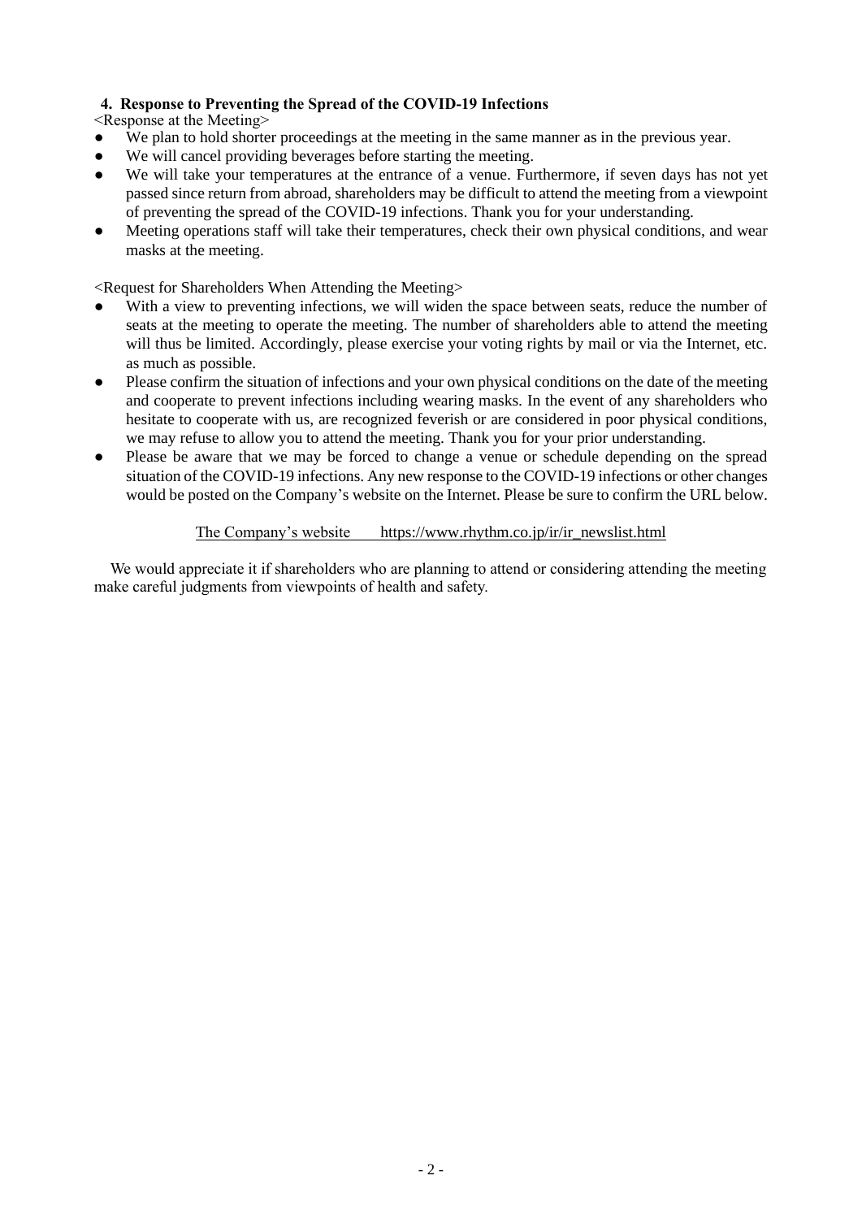## 4. Response to Preventing the Spread of the COVID-19 Infections

<Response at the Meeting>

- We plan to hold shorter proceedings at the meeting in the same manner as in the previous year.
- We will cancel providing beverages before starting the meeting.
- We will take your temperatures at the entrance of a venue. Furthermore, if seven days has not yet passed since return from abroad, shareholders may be difficult to attend the meeting from a viewpoint of preventing the spread of the COVID-19 infections. Thank you for your understanding.
- Meeting operations staff will take their temperatures, check their own physical conditions, and wear masks at the meeting.

<Request for Shareholders When Attending the Meeting>

- With a view to preventing infections, we will widen the space between seats, reduce the number of seats at the meeting to operate the meeting. The number of shareholders able to attend the meeting will thus be limited. Accordingly, please exercise your voting rights by mail or via the Internet, etc. as much as possible.
- Please confirm the situation of infections and your own physical conditions on the date of the meeting and cooperate to prevent infections including wearing masks. In the event of any shareholders who hesitate to cooperate with us, are recognized feverish or are considered in poor physical conditions, we may refuse to allow you to attend the meeting. Thank you for your prior understanding.
- Please be aware that we may be forced to change a venue or schedule depending on the spread situation of the COVID-19 infections. Any new response to the COVID-19 infections or other changes would be posted on the Company's website on the Internet. Please be sure to confirm the URL below.

The Company's website https://www.rhythm.co.jp/ir/ir_newslist.html

We would appreciate it if shareholders who are planning to attend or considering attending the meeting make careful judgments from viewpoints of health and safety.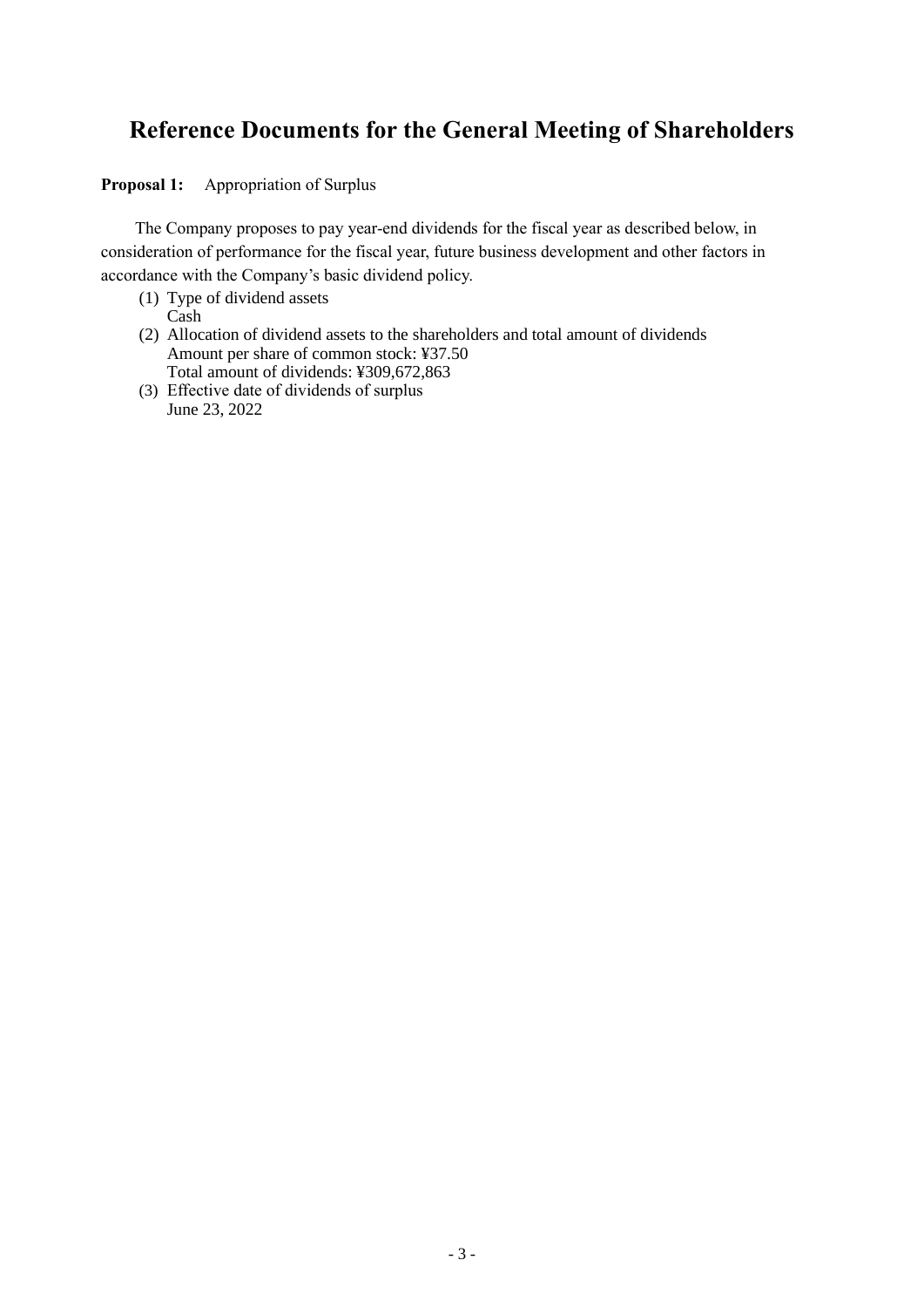# Reference Documents for the General Meeting of Shareholders

**Proposal 1:** Appropriation of Surplus

The Company proposes to pay year-end dividends for the fiscal year as described below, in consideration of performance for the fiscal year, future business development and other factors in accordance with the Company's basic dividend policy.

(1) Type of dividend assets
Cash

(2) Allocation of dividend assets to the shareholders and total amount of dividends
Amount per share of common stock: ¥37.50
Total amount of dividends: ¥309,672,863

(3) Effective date of dividends of surplus
June 23, 2022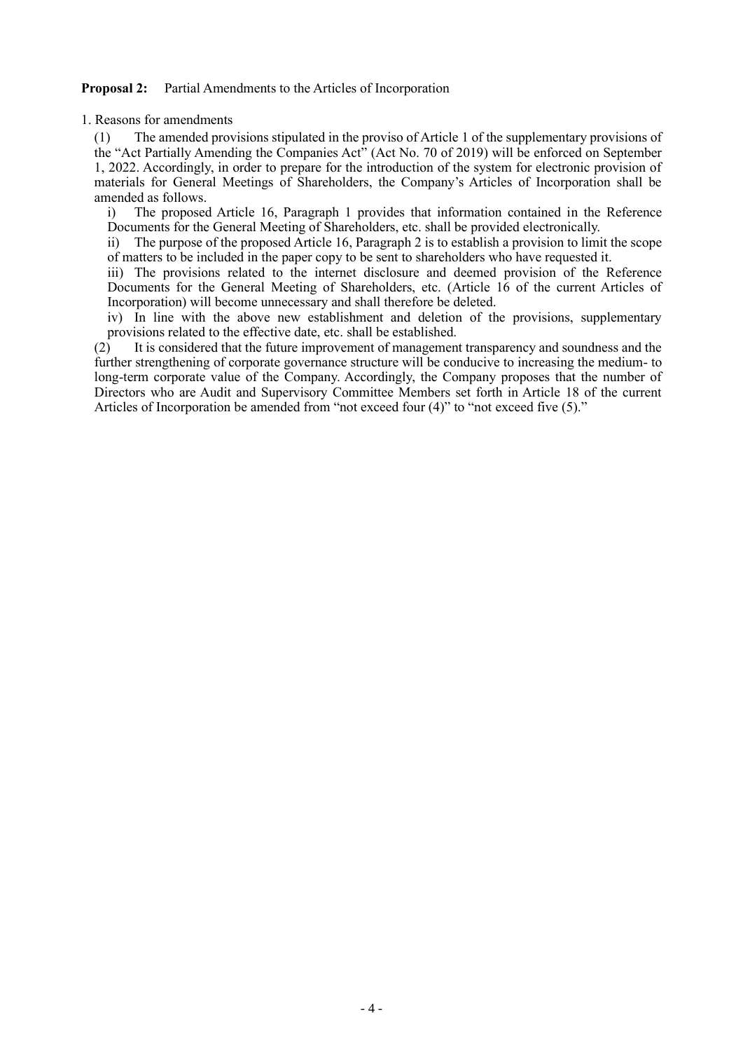**Proposal 2:** Partial Amendments to the Articles of Incorporation

1. Reasons for amendments

(1) The amended provisions stipulated in the proviso of Article 1 of the supplementary provisions of the "Act Partially Amending the Companies Act" (Act No. 70 of 2019) will be enforced on September 1, 2022. Accordingly, in order to prepare for the introduction of the system for electronic provision of materials for General Meetings of Shareholders, the Company's Articles of Incorporation shall be amended as follows.

i) The proposed Article 16, Paragraph 1 provides that information contained in the Reference Documents for the General Meeting of Shareholders, etc. shall be provided electronically.

ii) The purpose of the proposed Article 16, Paragraph 2 is to establish a provision to limit the scope of matters to be included in the paper copy to be sent to shareholders who have requested it.

iii) The provisions related to the internet disclosure and deemed provision of the Reference Documents for the General Meeting of Shareholders, etc. (Article 16 of the current Articles of Incorporation) will become unnecessary and shall therefore be deleted.

iv) In line with the above new establishment and deletion of the provisions, supplementary provisions related to the effective date, etc. shall be established.

(2) It is considered that the future improvement of management transparency and soundness and the further strengthening of corporate governance structure will be conducive to increasing the medium- to long-term corporate value of the Company. Accordingly, the Company proposes that the number of Directors who are Audit and Supervisory Committee Members set forth in Article 18 of the current Articles of Incorporation be amended from "not exceed four (4)" to "not exceed five (5)."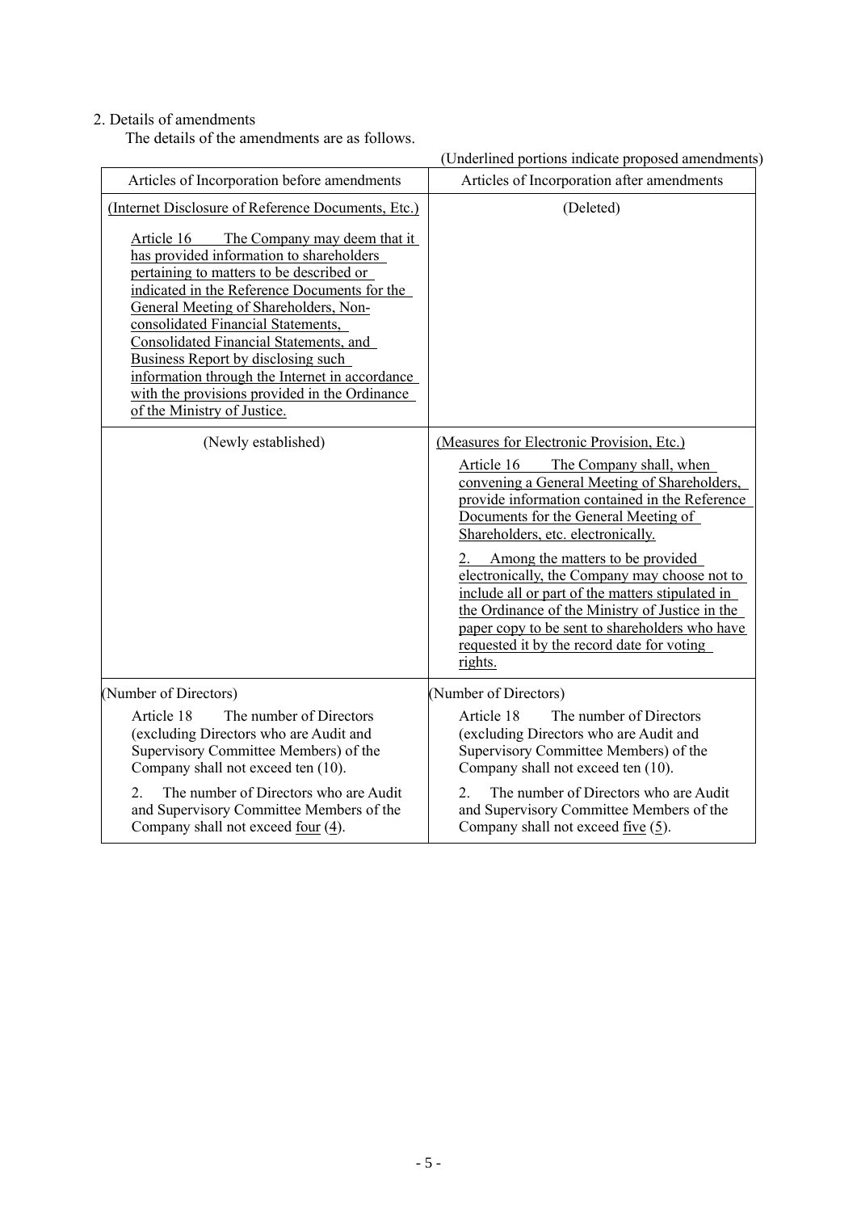2. Details of amendments

The details of the amendments are as follows.

(Underlined portions indicate proposed amendments)

| Articles of Incorporation before amendments | Articles of Incorporation after amendments |
|---|---|
| (Internet Disclosure of Reference Documents, Etc.)<br><br>Article 16 The Company may deem that it has provided information to shareholders pertaining to matters to be described or indicated in the Reference Documents for the General Meeting of Shareholders, Non-consolidated Financial Statements, Consolidated Financial Statements, and Business Report by disclosing such information through the Internet in accordance with the provisions provided in the Ordinance of the Ministry of Justice. | (Deleted) |
| (Newly established) | (Measures for Electronic Provision, Etc.)<br><br>Article 16 The Company shall, when convening a General Meeting of Shareholders, provide information contained in the Reference Documents for the General Meeting of Shareholders, etc. electronically.<br><br>2. Among the matters to be provided electronically, the Company may choose not to include all or part of the matters stipulated in the Ordinance of the Ministry of Justice in the paper copy to be sent to shareholders who have requested it by the record date for voting rights. |
| (Number of Directors)<br><br>Article 18 The number of Directors (excluding Directors who are Audit and Supervisory Committee Members) of the Company shall not exceed ten (10).<br><br>2. The number of Directors who are Audit and Supervisory Committee Members of the Company shall not exceed four (4). | (Number of Directors)<br><br>Article 18 The number of Directors (excluding Directors who are Audit and Supervisory Committee Members) of the Company shall not exceed ten (10).<br><br>2. The number of Directors who are Audit and Supervisory Committee Members of the Company shall not exceed five (5). |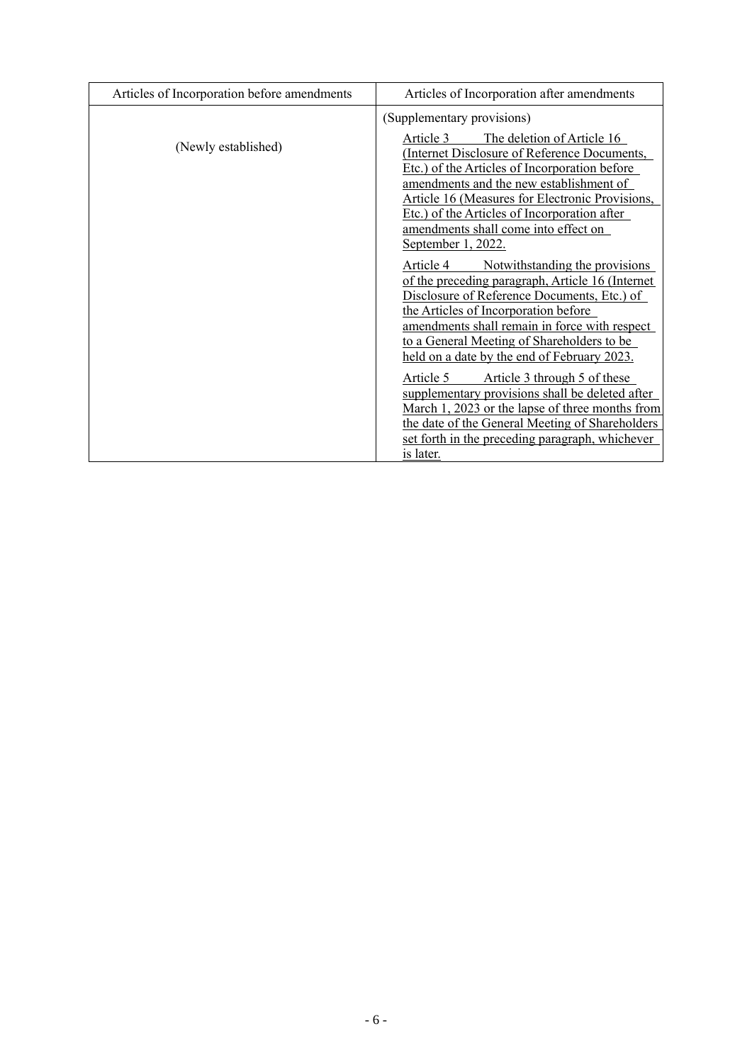| Articles of Incorporation before amendments | Articles of Incorporation after amendments |
|---|---|
| (Newly established) | (Supplementary provisions)<br><br>Article 3 The deletion of Article 16 (Internet Disclosure of Reference Documents, Etc.) of the Articles of Incorporation before amendments and the new establishment of Article 16 (Measures for Electronic Provisions, Etc.) of the Articles of Incorporation after amendments shall come into effect on September 1, 2022.<br><br>Article 4 Notwithstanding the provisions of the preceding paragraph, Article 16 (Internet Disclosure of Reference Documents, Etc.) of the Articles of Incorporation before amendments shall remain in force with respect to a General Meeting of Shareholders to be held on a date by the end of February 2023.<br><br>Article 5 Article 3 through 5 of these supplementary provisions shall be deleted after March 1, 2023 or the lapse of three months from the date of the General Meeting of Shareholders set forth in the preceding paragraph, whichever is later. |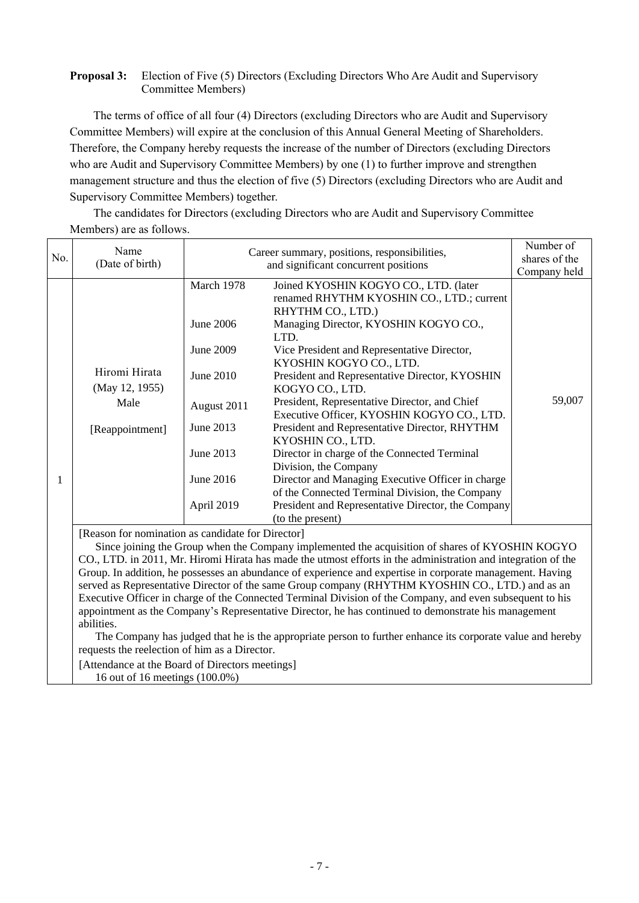**Proposal 3:** Election of Five (5) Directors (Excluding Directors Who Are Audit and Supervisory Committee Members)

The terms of office of all four (4) Directors (excluding Directors who are Audit and Supervisory Committee Members) will expire at the conclusion of this Annual General Meeting of Shareholders. Therefore, the Company hereby requests the increase of the number of Directors (excluding Directors who are Audit and Supervisory Committee Members) by one (1) to further improve and strengthen management structure and thus the election of five (5) Directors (excluding Directors who are Audit and Supervisory Committee Members) together.

The candidates for Directors (excluding Directors who are Audit and Supervisory Committee Members) are as follows.

| No. | Name (Date of birth) | Career summary, positions, responsibilities, and significant concurrent positions | | Number of shares of the Company held |
|---|---|---|---|---|
| 1 | Hiromi Hirata (May 12, 1955) Male [Reappointment] | March 1978 | Joined KYOSHIN KOGYO CO., LTD. (later renamed RHYTHM KYOSHIN CO., LTD.; current RHYTHM CO., LTD.) | 59,007 |
| | | June 2006 | Managing Director, KYOSHIN KOGYO CO., LTD. | |
| | | June 2009 | Vice President and Representative Director, KYOSHIN KOGYO CO., LTD. | |
| | | June 2010 | President and Representative Director, KYOSHIN KOGYO CO., LTD. | |
| | | August 2011 | President, Representative Director, and Chief Executive Officer, KYOSHIN KOGYO CO., LTD. | |
| | | June 2013 | President and Representative Director, RHYTHM KYOSHIN CO., LTD. | |
| | | June 2013 | Director in charge of the Connected Terminal Division, the Company | |
| | | June 2016 | Director and Managing Executive Officer in charge of the Connected Terminal Division, the Company | |
| | | April 2019 | President and Representative Director, the Company (to the present) | |

[Reason for nomination as candidate for Director]

Since joining the Group when the Company implemented the acquisition of shares of KYOSHIN KOGYO CO., LTD. in 2011, Mr. Hiromi Hirata has made the utmost efforts in the administration and integration of the Group. In addition, he possesses an abundance of experience and expertise in corporate management. Having served as Representative Director of the same Group company (RHYTHM KYOSHIN CO., LTD.) and as an Executive Officer in charge of the Connected Terminal Division of the Company, and even subsequent to his appointment as the Company's Representative Director, he has continued to demonstrate his management abilities.

The Company has judged that he is the appropriate person to further enhance its corporate value and hereby requests the reelection of him as a Director.

[Attendance at the Board of Directors meetings]

16 out of 16 meetings (100.0%)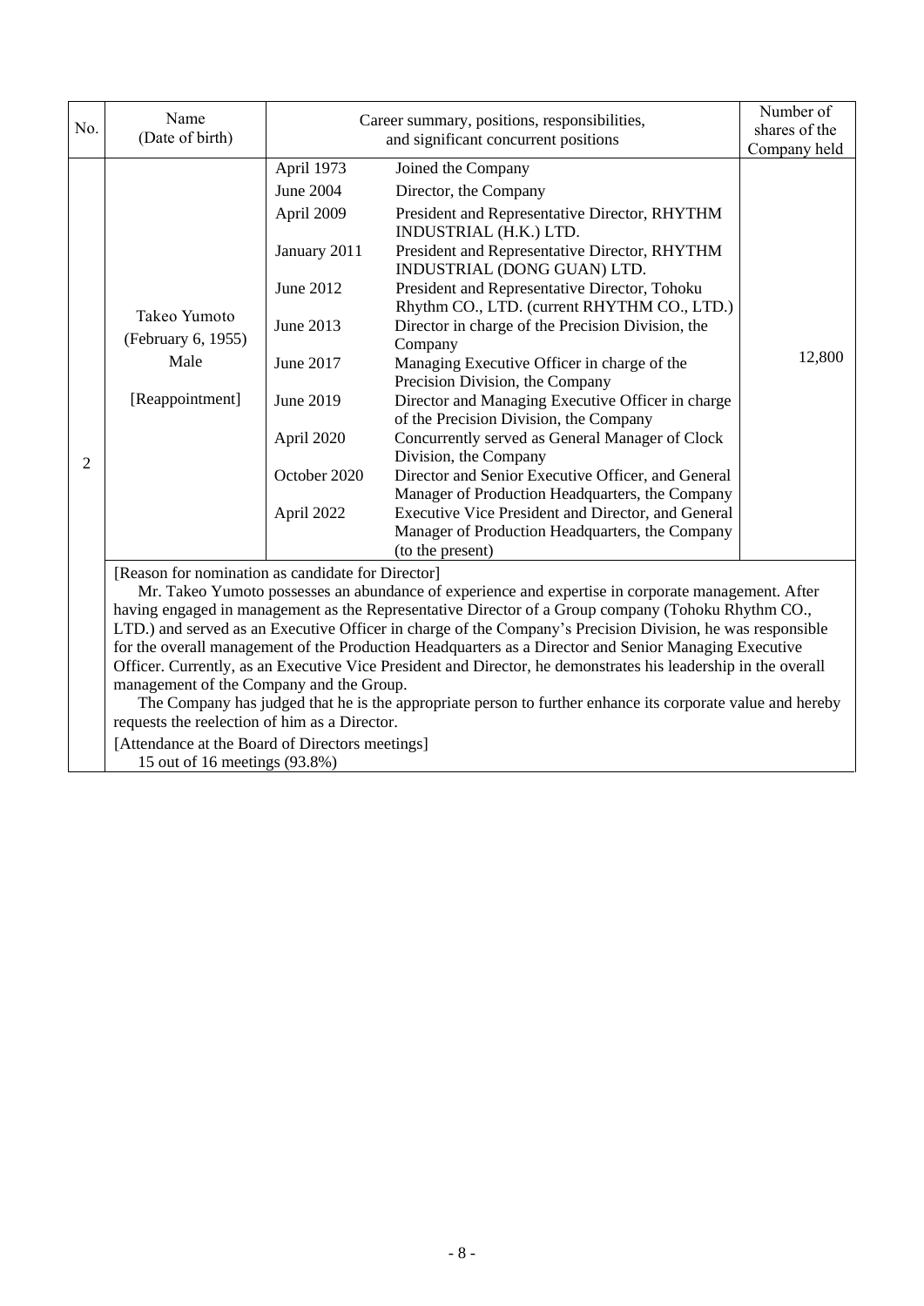| No. | Name (Date of birth) | Career summary, positions, responsibilities, and significant concurrent positions | | Number of shares of the Company held |
|---|---|---|---|---|
| 2 | Takeo Yumoto (February 6, 1955) Male [Reappointment] | April 1973 | Joined the Company | 12,800 |
| | | June 2004 | Director, the Company | |
| | | April 2009 | President and Representative Director, RHYTHM INDUSTRIAL (H.K.) LTD. | |
| | | January 2011 | President and Representative Director, RHYTHM INDUSTRIAL (DONG GUAN) LTD. | |
| | | June 2012 | President and Representative Director, Tohoku Rhythm CO., LTD. (current RHYTHM CO., LTD.) | |
| | | June 2013 | Director in charge of the Precision Division, the Company | |
| | | June 2017 | Managing Executive Officer in charge of the Precision Division, the Company | |
| | | June 2019 | Director and Managing Executive Officer in charge of the Precision Division, the Company | |
| | | April 2020 | Concurrently served as General Manager of Clock Division, the Company | |
| | | October 2020 | Director and Senior Executive Officer, and General Manager of Production Headquarters, the Company | |
| | | April 2022 | Executive Vice President and Director, and General Manager of Production Headquarters, the Company (to the present) | |

[Reason for nomination as candidate for Director]

Mr. Takeo Yumoto possesses an abundance of experience and expertise in corporate management. After having engaged in management as the Representative Director of a Group company (Tohoku Rhythm CO., LTD.) and served as an Executive Officer in charge of the Company's Precision Division, he was responsible for the overall management of the Production Headquarters as a Director and Senior Managing Executive Officer. Currently, as an Executive Vice President and Director, he demonstrates his leadership in the overall management of the Company and the Group.

The Company has judged that he is the appropriate person to further enhance its corporate value and hereby requests the reelection of him as a Director.

[Attendance at the Board of Directors meetings]

15 out of 16 meetings (93.8%)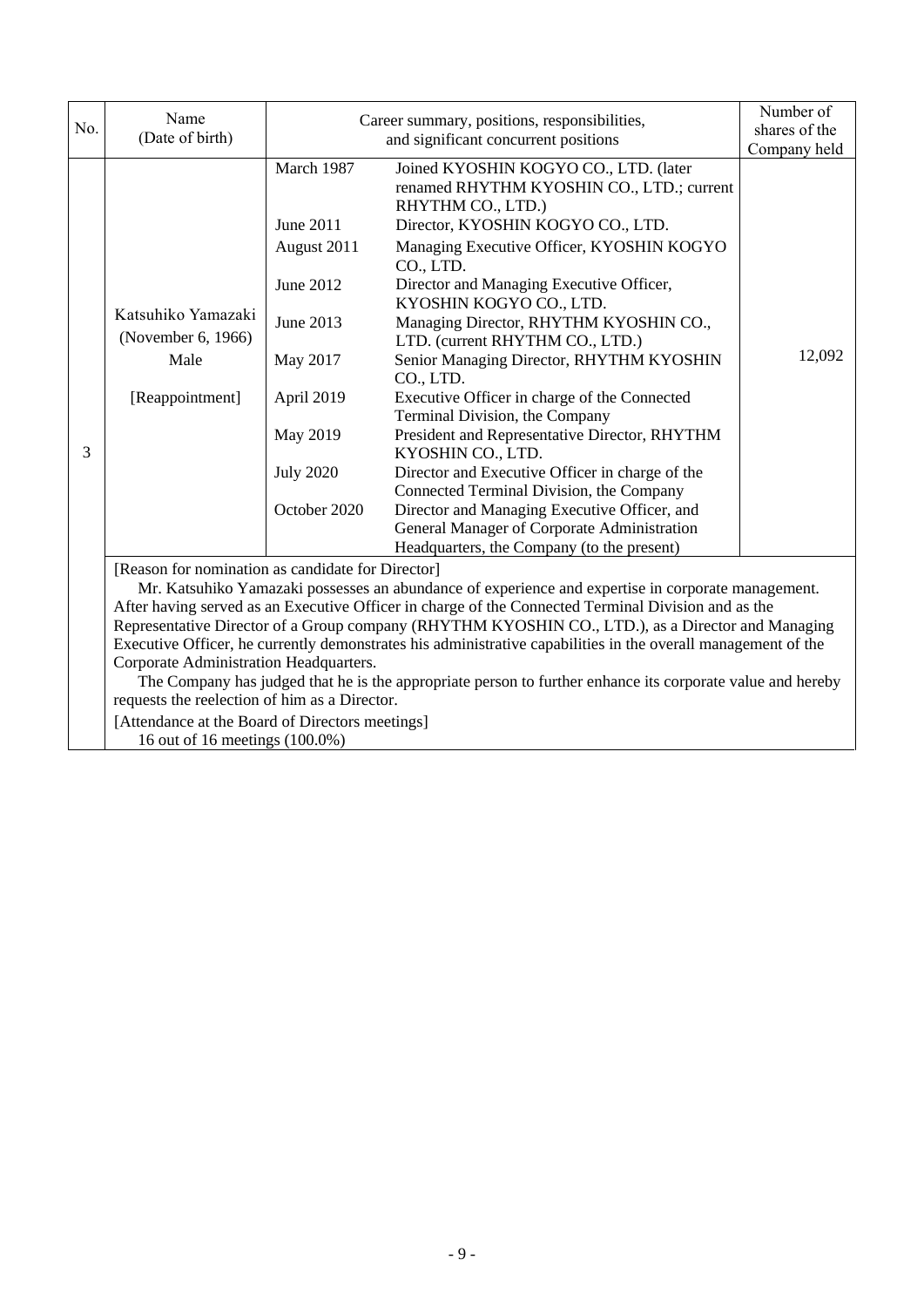| No. | Name (Date of birth) | Career summary, positions, responsibilities, and significant concurrent positions | | Number of shares of the Company held |
|---|---|---|---|---|
| 3 | Katsuhiko Yamazaki (November 6, 1966) Male [Reappointment] | March 1987 | Joined KYOSHIN KOGYO CO., LTD. (later renamed RHYTHM KYOSHIN CO., LTD.; current RHYTHM CO., LTD.) | 12,092 |
| | | June 2011 | Director, KYOSHIN KOGYO CO., LTD. | |
| | | August 2011 | Managing Executive Officer, KYOSHIN KOGYO CO., LTD. | |
| | | June 2012 | Director and Managing Executive Officer, KYOSHIN KOGYO CO., LTD. | |
| | | June 2013 | Managing Director, RHYTHM KYOSHIN CO., LTD. (current RHYTHM CO., LTD.) | |
| | | May 2017 | Senior Managing Director, RHYTHM KYOSHIN CO., LTD. | |
| | | April 2019 | Executive Officer in charge of the Connected Terminal Division, the Company | |
| | | May 2019 | President and Representative Director, RHYTHM KYOSHIN CO., LTD. | |
| | | July 2020 | Director and Executive Officer in charge of the Connected Terminal Division, the Company | |
| | | October 2020 | Director and Managing Executive Officer, and General Manager of Corporate Administration Headquarters, the Company (to the present) | |

[Reason for nomination as candidate for Director]

Mr. Katsuhiko Yamazaki possesses an abundance of experience and expertise in corporate management. After having served as an Executive Officer in charge of the Connected Terminal Division and as the Representative Director of a Group company (RHYTHM KYOSHIN CO., LTD.), as a Director and Managing Executive Officer, he currently demonstrates his administrative capabilities in the overall management of the Corporate Administration Headquarters.

The Company has judged that he is the appropriate person to further enhance its corporate value and hereby requests the reelection of him as a Director.

[Attendance at the Board of Directors meetings]

16 out of 16 meetings (100.0%)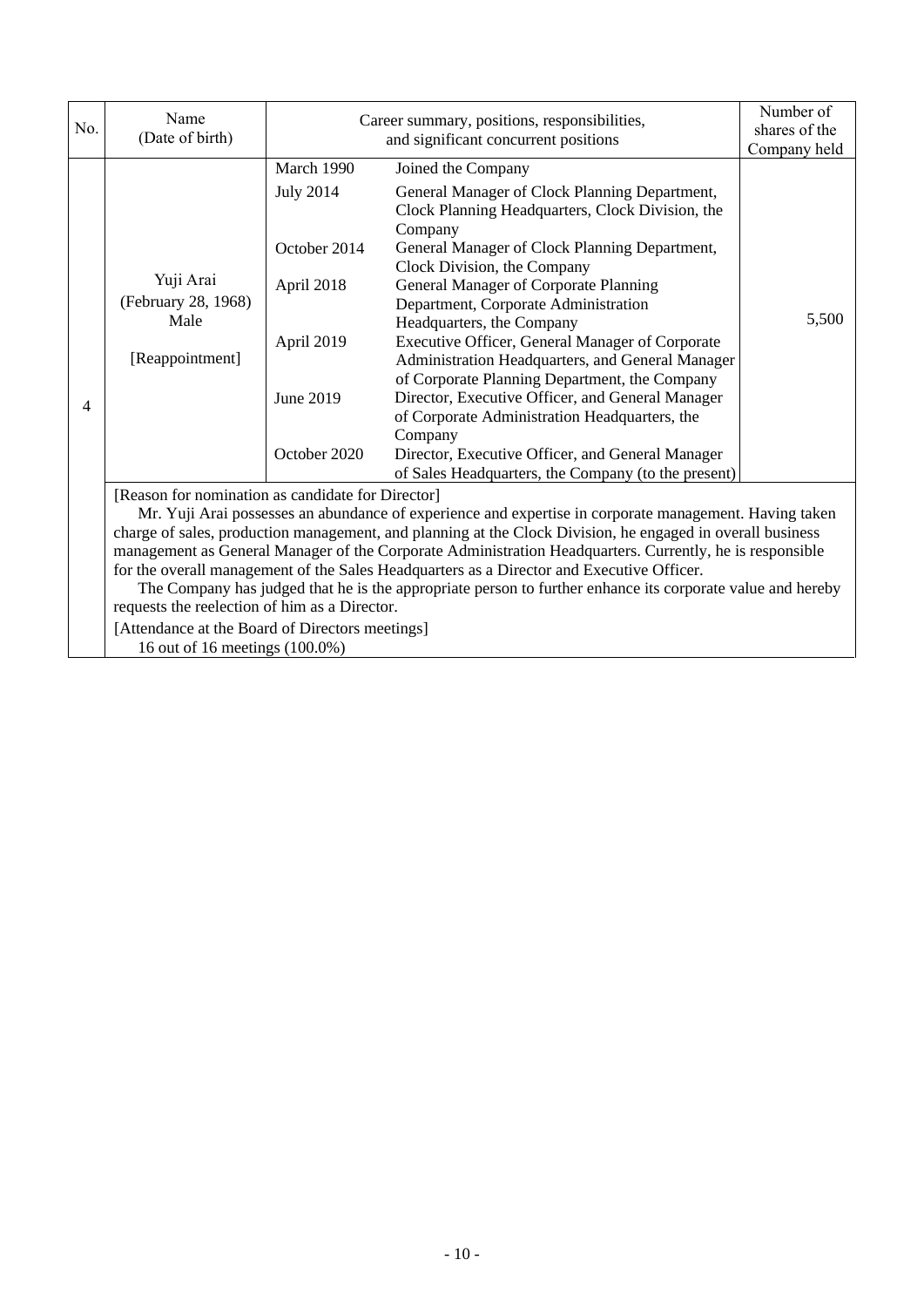| No. | Name (Date of birth) | Career summary, positions, responsibilities, and significant concurrent positions | | Number of shares of the Company held |
|---|---|---|---|---|
| 4 | Yuji Arai (February 28, 1968) Male [Reappointment] | March 1990 | Joined the Company | 5,500 |
| | | July 2014 | General Manager of Clock Planning Department, Clock Planning Headquarters, Clock Division, the Company | |
| | | October 2014 | General Manager of Clock Planning Department, Clock Division, the Company | |
| | | April 2018 | General Manager of Corporate Planning Department, Corporate Administration Headquarters, the Company | |
| | | April 2019 | Executive Officer, General Manager of Corporate Administration Headquarters, and General Manager of Corporate Planning Department, the Company | |
| | | June 2019 | Director, Executive Officer, and General Manager of Corporate Administration Headquarters, the Company | |
| | | October 2020 | Director, Executive Officer, and General Manager of Sales Headquarters, the Company (to the present) | |

[Reason for nomination as candidate for Director]

Mr. Yuji Arai possesses an abundance of experience and expertise in corporate management. Having taken charge of sales, production management, and planning at the Clock Division, he engaged in overall business management as General Manager of the Corporate Administration Headquarters. Currently, he is responsible for the overall management of the Sales Headquarters as a Director and Executive Officer.

The Company has judged that he is the appropriate person to further enhance its corporate value and hereby requests the reelection of him as a Director.

[Attendance at the Board of Directors meetings]

16 out of 16 meetings (100.0%)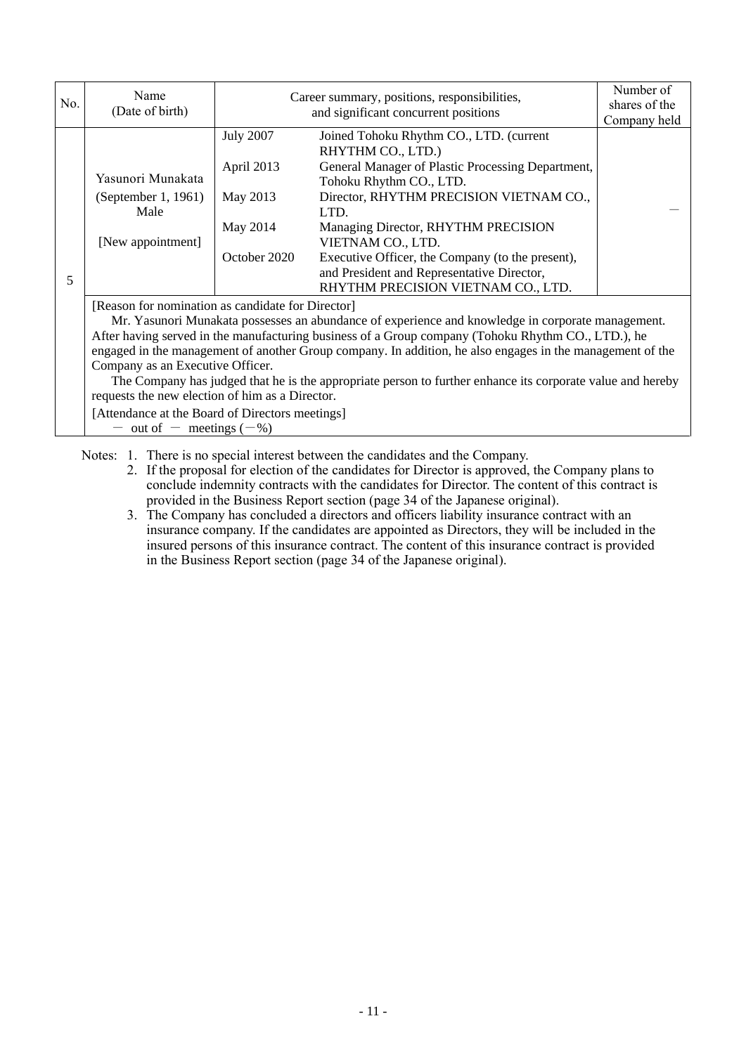| No. | Name (Date of birth) | Career summary, positions, responsibilities, and significant concurrent positions | | Number of shares of the Company held |
|---|---|---|---|---|
| 5 | Yasunori Munakata (September 1, 1961) Male [New appointment] | July 2007 | Joined Tohoku Rhythm CO., LTD. (current RHYTHM CO., LTD.) | — |
| | | April 2013 | General Manager of Plastic Processing Department, Tohoku Rhythm CO., LTD. | |
| | | May 2013 | Director, RHYTHM PRECISION VIETNAM CO., LTD. | |
| | | May 2014 | Managing Director, RHYTHM PRECISION VIETNAM CO., LTD. | |
| | | October 2020 | Executive Officer, the Company (to the present), and President and Representative Director, RHYTHM PRECISION VIETNAM CO., LTD. | |

[Reason for nomination as candidate for Director]

Mr. Yasunori Munakata possesses an abundance of experience and knowledge in corporate management. After having served in the manufacturing business of a Group company (Tohoku Rhythm CO., LTD.), he engaged in the management of another Group company. In addition, he also engages in the management of the Company as an Executive Officer.

The Company has judged that he is the appropriate person to further enhance its corporate value and hereby requests the new election of him as a Director.

[Attendance at the Board of Directors meetings]

－ out of － meetings (－%)

Notes:
1. There is no special interest between the candidates and the Company.
2. If the proposal for election of the candidates for Director is approved, the Company plans to conclude indemnity contracts with the candidates for Director. The content of this contract is provided in the Business Report section (page 34 of the Japanese original).
3. The Company has concluded a directors and officers liability insurance contract with an insurance company. If the candidates are appointed as Directors, they will be included in the insured persons of this insurance contract. The content of this insurance contract is provided in the Business Report section (page 34 of the Japanese original).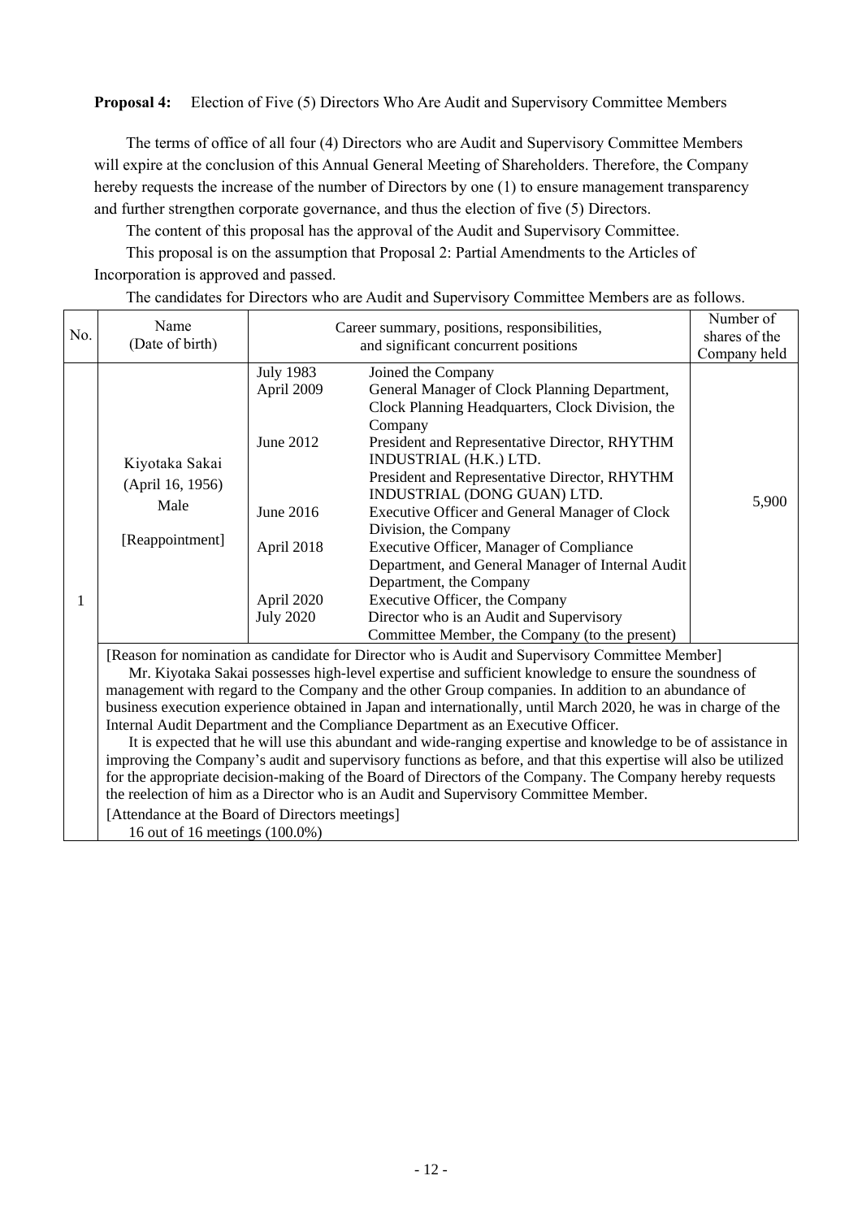**Proposal 4:** Election of Five (5) Directors Who Are Audit and Supervisory Committee Members

The terms of office of all four (4) Directors who are Audit and Supervisory Committee Members will expire at the conclusion of this Annual General Meeting of Shareholders. Therefore, the Company hereby requests the increase of the number of Directors by one (1) to ensure management transparency and further strengthen corporate governance, and thus the election of five (5) Directors.

The content of this proposal has the approval of the Audit and Supervisory Committee.

This proposal is on the assumption that Proposal 2: Partial Amendments to the Articles of Incorporation is approved and passed.

The candidates for Directors who are Audit and Supervisory Committee Members are as follows.

| No. | Name (Date of birth) | Career summary, positions, responsibilities, and significant concurrent positions | | Number of shares of the Company held |
|---|---|---|---|---|
| 1 | Kiyotaka Sakai (April 16, 1956) Male [Reappointment] | July 1983 | Joined the Company | 5,900 |
| | | April 2009 | General Manager of Clock Planning Department, Clock Planning Headquarters, Clock Division, the Company | |
| | | June 2012 | President and Representative Director, RHYTHM INDUSTRIAL (H.K.) LTD. President and Representative Director, RHYTHM INDUSTRIAL (DONG GUAN) LTD. | |
| | | June 2016 | Executive Officer and General Manager of Clock Division, the Company | |
| | | April 2018 | Executive Officer, Manager of Compliance Department, and General Manager of Internal Audit Department, the Company | |
| | | April 2020 | Executive Officer, the Company | |
| | | July 2020 | Director who is an Audit and Supervisory Committee Member, the Company (to the present) | |

[Reason for nomination as candidate for Director who is Audit and Supervisory Committee Member]

Mr. Kiyotaka Sakai possesses high-level expertise and sufficient knowledge to ensure the soundness of management with regard to the Company and the other Group companies. In addition to an abundance of business execution experience obtained in Japan and internationally, until March 2020, he was in charge of the Internal Audit Department and the Compliance Department as an Executive Officer.

It is expected that he will use this abundant and wide-ranging expertise and knowledge to be of assistance in improving the Company's audit and supervisory functions as before, and that this expertise will also be utilized for the appropriate decision-making of the Board of Directors of the Company. The Company hereby requests the reelection of him as a Director who is an Audit and Supervisory Committee Member.

[Attendance at the Board of Directors meetings]

16 out of 16 meetings (100.0%)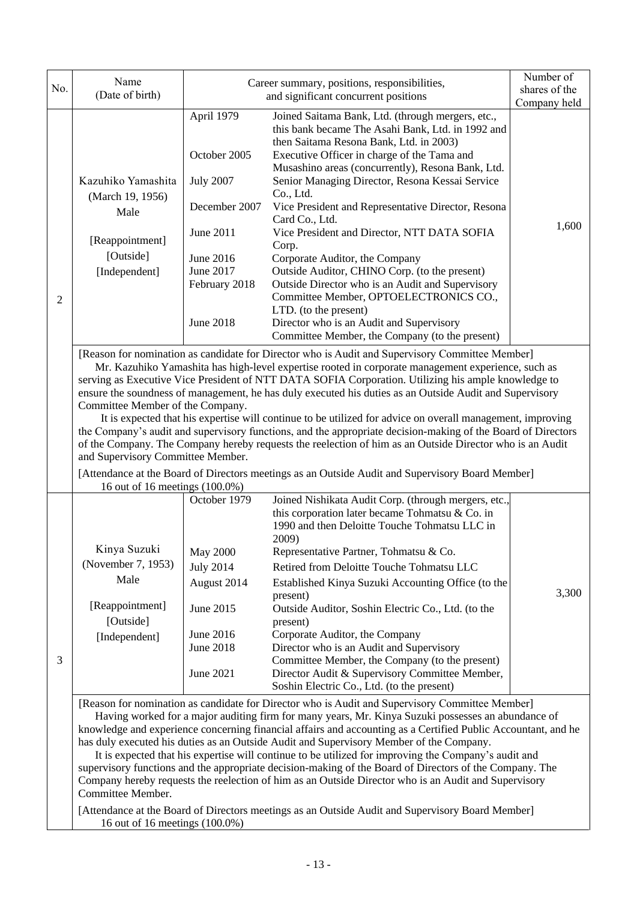| No. | Name (Date of birth) | Career summary, positions, responsibilities, and significant concurrent positions | | Number of shares of the Company held |
|---|---|---|---|---|
| 2 | Kazuhiko Yamashita (March 19, 1956) Male [Reappointment] [Outside] [Independent] | April 1979 | Joined Saitama Bank, Ltd. (through mergers, etc., this bank became The Asahi Bank, Ltd. in 1992 and then Saitama Resona Bank, Ltd. in 2003) | 1,600 |
| | | October 2005 | Executive Officer in charge of the Tama and Musashino areas (concurrently), Resona Bank, Ltd. | |
| | | July 2007 | Senior Managing Director, Resona Kessai Service Co., Ltd. | |
| | | December 2007 | Vice President and Representative Director, Resona Card Co., Ltd. | |
| | | June 2011 | Vice President and Director, NTT DATA SOFIA Corp. | |
| | | June 2016 | Corporate Auditor, the Company | |
| | | June 2017 | Outside Auditor, CHINO Corp. (to the present) | |
| | | February 2018 | Outside Director who is an Audit and Supervisory Committee Member, OPTOELECTRONICS CO., LTD. (to the present) | |
| | | June 2018 | Director who is an Audit and Supervisory Committee Member, the Company (to the present) | |

[Reason for nomination as candidate for Director who is Audit and Supervisory Committee Member]

Mr. Kazuhiko Yamashita has high-level expertise rooted in corporate management experience, such as serving as Executive Vice President of NTT DATA SOFIA Corporation. Utilizing his ample knowledge to ensure the soundness of management, he has duly executed his duties as an Outside Audit and Supervisory Committee Member of the Company.

It is expected that his expertise will continue to be utilized for advice on overall management, improving the Company's audit and supervisory functions, and the appropriate decision-making of the Board of Directors of the Company. The Company hereby requests the reelection of him as an Outside Director who is an Audit and Supervisory Committee Member.

[Attendance at the Board of Directors meetings as an Outside Audit and Supervisory Board Member]
16 out of 16 meetings (100.0%)

| No. | Name (Date of birth) | Career summary, positions, responsibilities, and significant concurrent positions | | Number of shares of the Company held |
|---|---|---|---|---|
| 3 | Kinya Suzuki (November 7, 1953) Male [Reappointment] [Outside] [Independent] | October 1979 | Joined Nishikata Audit Corp. (through mergers, etc., this corporation later became Tohmatsu & Co. in 1990 and then Deloitte Touche Tohmatsu LLC in 2009) | 3,300 |
| | | May 2000 | Representative Partner, Tohmatsu & Co. | |
| | | July 2014 | Retired from Deloitte Touche Tohmatsu LLC | |
| | | August 2014 | Established Kinya Suzuki Accounting Office (to the present) | |
| | | June 2015 | Outside Auditor, Soshin Electric Co., Ltd. (to the present) | |
| | | June 2016 | Corporate Auditor, the Company | |
| | | June 2018 | Director who is an Audit and Supervisory Committee Member, the Company (to the present) | |
| | | June 2021 | Director Audit & Supervisory Committee Member, Soshin Electric Co., Ltd. (to the present) | |

[Reason for nomination as candidate for Director who is Audit and Supervisory Committee Member]

Having worked for a major auditing firm for many years, Mr. Kinya Suzuki possesses an abundance of knowledge and experience concerning financial affairs and accounting as a Certified Public Accountant, and he has duly executed his duties as an Outside Audit and Supervisory Member of the Company.

It is expected that his expertise will continue to be utilized for improving the Company's audit and supervisory functions and the appropriate decision-making of the Board of Directors of the Company. The Company hereby requests the reelection of him as an Outside Director who is an Audit and Supervisory Committee Member.

[Attendance at the Board of Directors meetings as an Outside Audit and Supervisory Board Member]
16 out of 16 meetings (100.0%)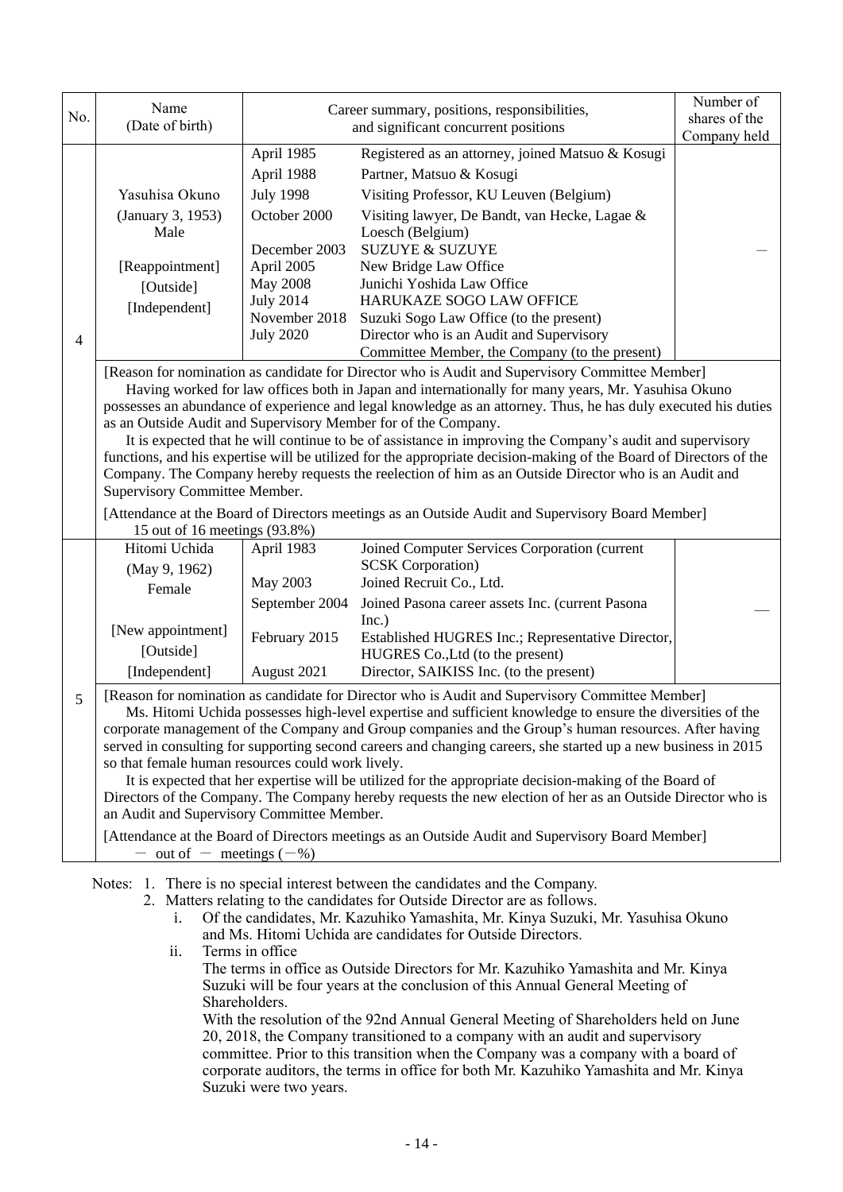| No. | Name (Date of birth) | Career summary, positions, responsibilities, and significant concurrent positions | | Number of shares of the Company held |
|---|---|---|---|---|
| 4 | Yasuhisa Okuno (January 3, 1953) Male [Reappointment] [Outside] [Independent] | April 1985 | Registered as an attorney, joined Matsuo & Kosugi | — |
| | | April 1988 | Partner, Matsuo & Kosugi | |
| | | July 1998 | Visiting Professor, KU Leuven (Belgium) | |
| | | October 2000 | Visiting lawyer, De Bandt, van Hecke, Lagae & Loesch (Belgium) | |
| | | December 2003 | SUZUYE & SUZUYE | |
| | | April 2005 | New Bridge Law Office | |
| | | May 2008 | Junichi Yoshida Law Office | |
| | | July 2014 | HARUKAZE SOGO LAW OFFICE | |
| | | November 2018 | Suzuki Sogo Law Office (to the present) | |
| | | July 2020 | Director who is an Audit and Supervisory Committee Member, the Company (to the present) | |
| | [Reason for nomination as candidate for Director who is Audit and Supervisory Committee Member]<br>Having worked for law offices both in Japan and internationally for many years, Mr. Yasuhisa Okuno possesses an abundance of experience and legal knowledge as an attorney. Thus, he has duly executed his duties as an Outside Audit and Supervisory Member for of the Company.<br>It is expected that he will continue to be of assistance in improving the Company's audit and supervisory functions, and his expertise will be utilized for the appropriate decision-making of the Board of Directors of the Company. The Company hereby requests the reelection of him as an Outside Director who is an Audit and Supervisory Committee Member.<br>[Attendance at the Board of Directors meetings as an Outside Audit and Supervisory Board Member]<br>15 out of 16 meetings (93.8%) | | | |
| 5 | Hitomi Uchida (May 9, 1962) Female [New appointment] [Outside] [Independent] | April 1983 | Joined Computer Services Corporation (current SCSK Corporation) | — |
| | | May 2003 | Joined Recruit Co., Ltd. | |
| | | September 2004 | Joined Pasona career assets Inc. (current Pasona Inc.) | |
| | | February 2015 | Established HUGRES Inc.; Representative Director, HUGRES Co.,Ltd (to the present) | |
| | | August 2021 | Director, SAIKISS Inc. (to the present) | |
| | [Reason for nomination as candidate for Director who is Audit and Supervisory Committee Member]<br>Ms. Hitomi Uchida possesses high-level expertise and sufficient knowledge to ensure the diversities of the corporate management of the Company and Group companies and the Group's human resources. After having served in consulting for supporting second careers and changing careers, she started up a new business in 2015 so that female human resources could work lively.<br>It is expected that her expertise will be utilized for the appropriate decision-making of the Board of Directors of the Company. The Company hereby requests the new election of her as an Outside Director who is an Audit and Supervisory Committee Member.<br>[Attendance at the Board of Directors meetings as an Outside Audit and Supervisory Board Member]<br>— out of — meetings (—%) | | | |

Notes: 1. There is no special interest between the candidates and the Company.

2. Matters relating to the candidates for Outside Director are as follows.

   i. Of the candidates, Mr. Kazuhiko Yamashita, Mr. Kinya Suzuki, Mr. Yasuhisa Okuno and Ms. Hitomi Uchida are candidates for Outside Directors.

   ii. Terms in office

   The terms in office as Outside Directors for Mr. Kazuhiko Yamashita and Mr. Kinya Suzuki will be four years at the conclusion of this Annual General Meeting of Shareholders.

   With the resolution of the 92nd Annual General Meeting of Shareholders held on June 20, 2018, the Company transitioned to a company with an audit and supervisory committee. Prior to this transition when the Company was a company with a board of corporate auditors, the terms in office for both Mr. Kazuhiko Yamashita and Mr. Kinya Suzuki were two years.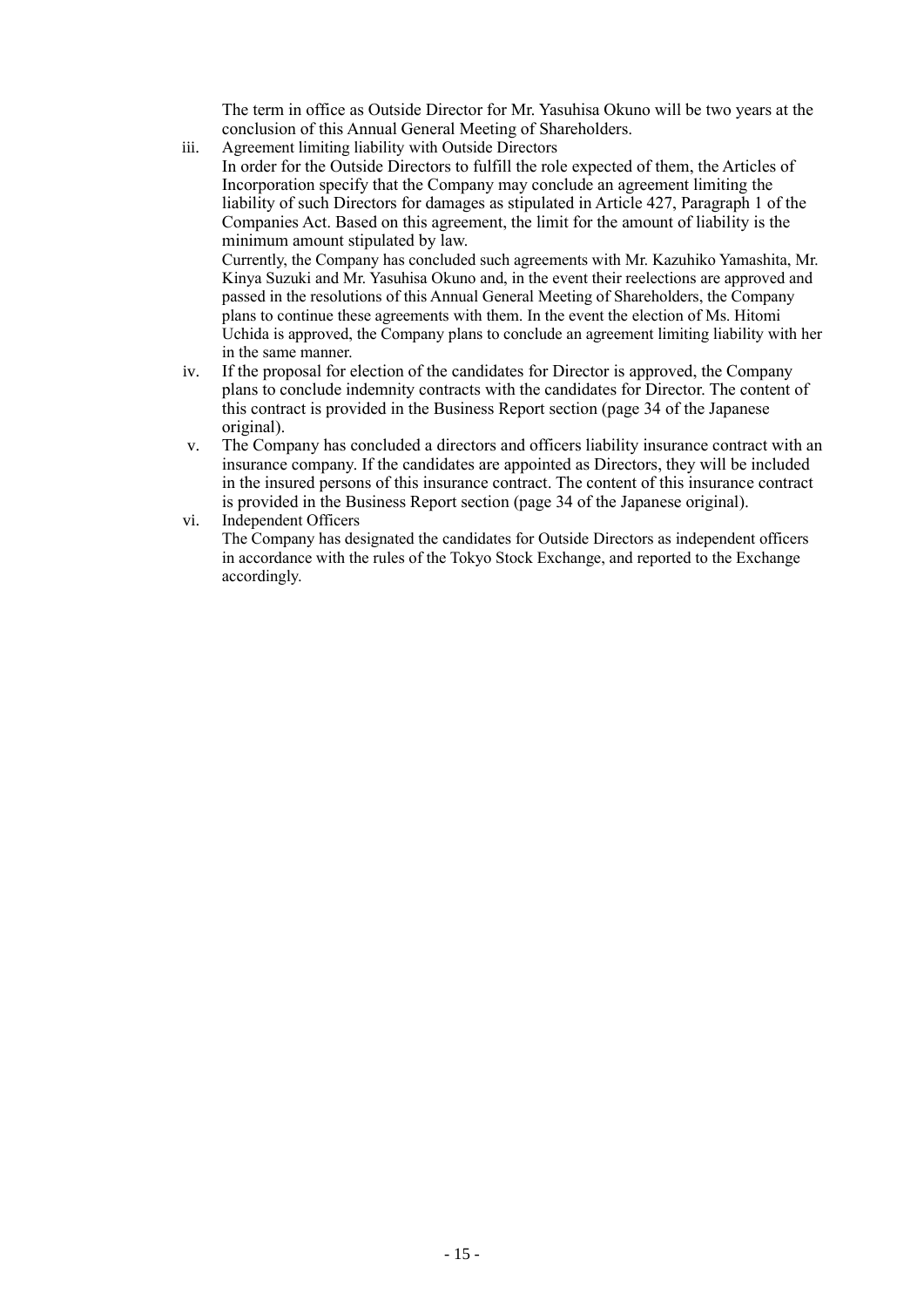The term in office as Outside Director for Mr. Yasuhisa Okuno will be two years at the conclusion of this Annual General Meeting of Shareholders.

iii. Agreement limiting liability with Outside Directors
   In order for the Outside Directors to fulfill the role expected of them, the Articles of Incorporation specify that the Company may conclude an agreement limiting the liability of such Directors for damages as stipulated in Article 427, Paragraph 1 of the Companies Act. Based on this agreement, the limit for the amount of liability is the minimum amount stipulated by law.
   Currently, the Company has concluded such agreements with Mr. Kazuhiko Yamashita, Mr. Kinya Suzuki and Mr. Yasuhisa Okuno and, in the event their reelections are approved and passed in the resolutions of this Annual General Meeting of Shareholders, the Company plans to continue these agreements with them. In the event the election of Ms. Hitomi Uchida is approved, the Company plans to conclude an agreement limiting liability with her in the same manner.

iv. If the proposal for election of the candidates for Director is approved, the Company plans to conclude indemnity contracts with the candidates for Director. The content of this contract is provided in the Business Report section (page 34 of the Japanese original).

v. The Company has concluded a directors and officers liability insurance contract with an insurance company. If the candidates are appointed as Directors, they will be included in the insured persons of this insurance contract. The content of this insurance contract is provided in the Business Report section (page 34 of the Japanese original).

vi. Independent Officers
   The Company has designated the candidates for Outside Directors as independent officers in accordance with the rules of the Tokyo Stock Exchange, and reported to the Exchange accordingly.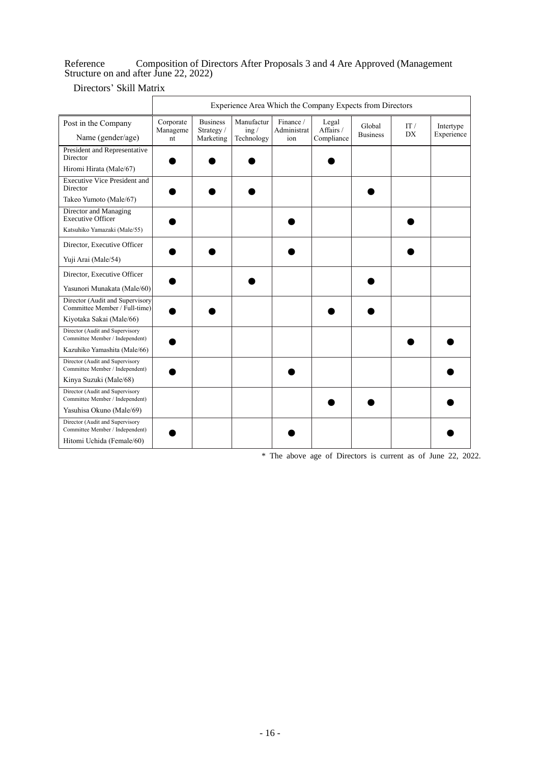Reference Composition of Directors After Proposals 3 and 4 Are Approved (Management Structure on and after June 22, 2022)

Directors' Skill Matrix

| | Experience Area Which the Company Expects from Directors | | | | | | | |
|---|---|---|---|---|---|---|---|---|
| Post in the Company<br>Name (gender/age) | Corporate Management | Business Strategy / Marketing | Manufacturing / Technology | Finance / Administration | Legal Affairs / Compliance | Global Business | IT / DX | Intertype Experience |
| President and Representative Director<br>Hiromi Hirata (Male/67) | ● | ● | ● | | ● | | | |
| Executive Vice President and Director<br>Takeo Yumoto (Male/67) | ● | ● | ● | | | ● | | |
| Director and Managing Executive Officer<br>Katsuhiko Yamazaki (Male/55) | ● | | | ● | | | ● | |
| Director, Executive Officer<br>Yuji Arai (Male/54) | ● | ● | | ● | | | ● | |
| Director, Executive Officer<br>Yasunori Munakata (Male/60) | ● | | ● | | | ● | | |
| Director (Audit and Supervisory Committee Member / Full-time)<br>Kiyotaka Sakai (Male/66) | ● | ● | | | ● | ● | | |
| Director (Audit and Supervisory Committee Member / Independent)<br>Kazuhiko Yamashita (Male/66) | ● | | | | | | ● | ● |
| Director (Audit and Supervisory Committee Member / Independent)<br>Kinya Suzuki (Male/68) | ● | | | ● | | | | ● |
| Director (Audit and Supervisory Committee Member / Independent)<br>Yasuhisa Okuno (Male/69) | | | | | ● | ● | | ● |
| Director (Audit and Supervisory Committee Member / Independent)<br>Hitomi Uchida (Female/60) | ● | | | ● | | | | ● |

* The above age of Directors is current as of June 22, 2022.